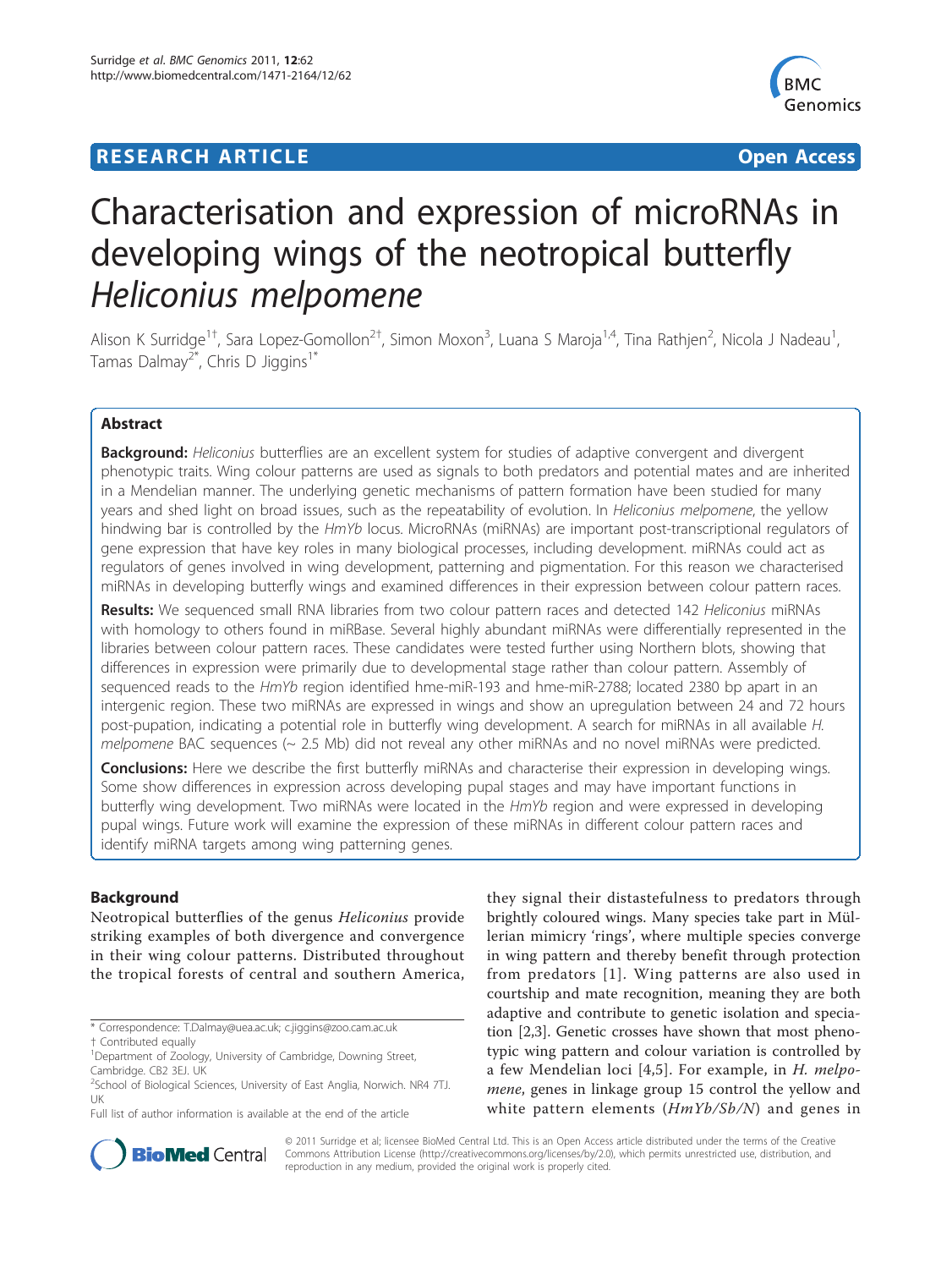RESEARCH ARTICLE **Open Access**

# Characterisation and expression of microRNAs in developing wings of the neotropical butterfly *Heliconius melpomene*

Alison K Surridge[1†], Sara Lopez-Gomollon[2†], Simon Moxon[3], Luana S Maroja[1,4], Tina Rathjen[2], Nicola J Nadeau[1], Tamas Dalmay[2*], Chris D Jiggins[1*]

## Abstract

**Background:** *Heliconius* butterflies are an excellent system for studies of adaptive convergent and divergent phenotypic traits. Wing colour patterns are used as signals to both predators and potential mates and are inherited in a Mendelian manner. The underlying genetic mechanisms of pattern formation have been studied for many years and shed light on broad issues, such as the repeatability of evolution. In *Heliconius melpomene*, the yellow hindwing bar is controlled by the *HmYb* locus. MicroRNAs (miRNAs) are important post-transcriptional regulators of gene expression that have key roles in many biological processes, including development. miRNAs could act as regulators of genes involved in wing development, patterning and pigmentation. For this reason we characterised miRNAs in developing butterfly wings and examined differences in their expression between colour pattern races.

**Results:** We sequenced small RNA libraries from two colour pattern races and detected 142 *Heliconius* miRNAs with homology to others found in miRBase. Several highly abundant miRNAs were differentially represented in the libraries between colour pattern races. These candidates were tested further using Northern blots, showing that differences in expression were primarily due to developmental stage rather than colour pattern. Assembly of sequenced reads to the *HmYb* region identified hme-miR-193 and hme-miR-2788; located 2380 bp apart in an intergenic region. These two miRNAs are expressed in wings and show an upregulation between 24 and 72 hours post-pupation, indicating a potential role in butterfly wing development. A search for miRNAs in all available *H. melpomene* BAC sequences (~ 2.5 Mb) did not reveal any other miRNAs and no novel miRNAs were predicted.

**Conclusions:** Here we describe the first butterfly miRNAs and characterise their expression in developing wings. Some show differences in expression across developing pupal stages and may have important functions in butterfly wing development. Two miRNAs were located in the *HmYb* region and were expressed in developing pupal wings. Future work will examine the expression of these miRNAs in different colour pattern races and identify miRNA targets among wing patterning genes.

## Background

Neotropical butterflies of the genus *Heliconius* provide striking examples of both divergence and convergence in their wing colour patterns. Distributed throughout the tropical forests of central and southern America, they signal their distastefulness to predators through brightly coloured wings. Many species take part in Müllerian mimicry 'rings', where multiple species converge in wing pattern and thereby benefit through protection from predators [1]. Wing patterns are also used in courtship and mate recognition, meaning they are both adaptive and contribute to genetic isolation and speciation [2,3]. Genetic crosses have shown that most phenotypic wing pattern and colour variation is controlled by a few Mendelian loci [4,5]. For example, in *H. melpomene*, genes in linkage group 15 control the yellow and white pattern elements (*HmYb/Sb/N*) and genes in

\* Correspondence: T.Dalmay@uea.ac.uk; c.jiggins@zoo.cam.ac.uk
† Contributed equally
[1]Department of Zoology, University of Cambridge, Downing Street, Cambridge. CB2 3EJ. UK
[2]School of Biological Sciences, University of East Anglia, Norwich. NR4 7TJ. UK
Full list of author information is available at the end of the article

© 2011 Surridge et al; licensee BioMed Central Ltd. This is an Open Access article distributed under the terms of the Creative Commons Attribution License (http://creativecommons.org/licenses/by/2.0), which permits unrestricted use, distribution, and reproduction in any medium, provided the original work is properly cited.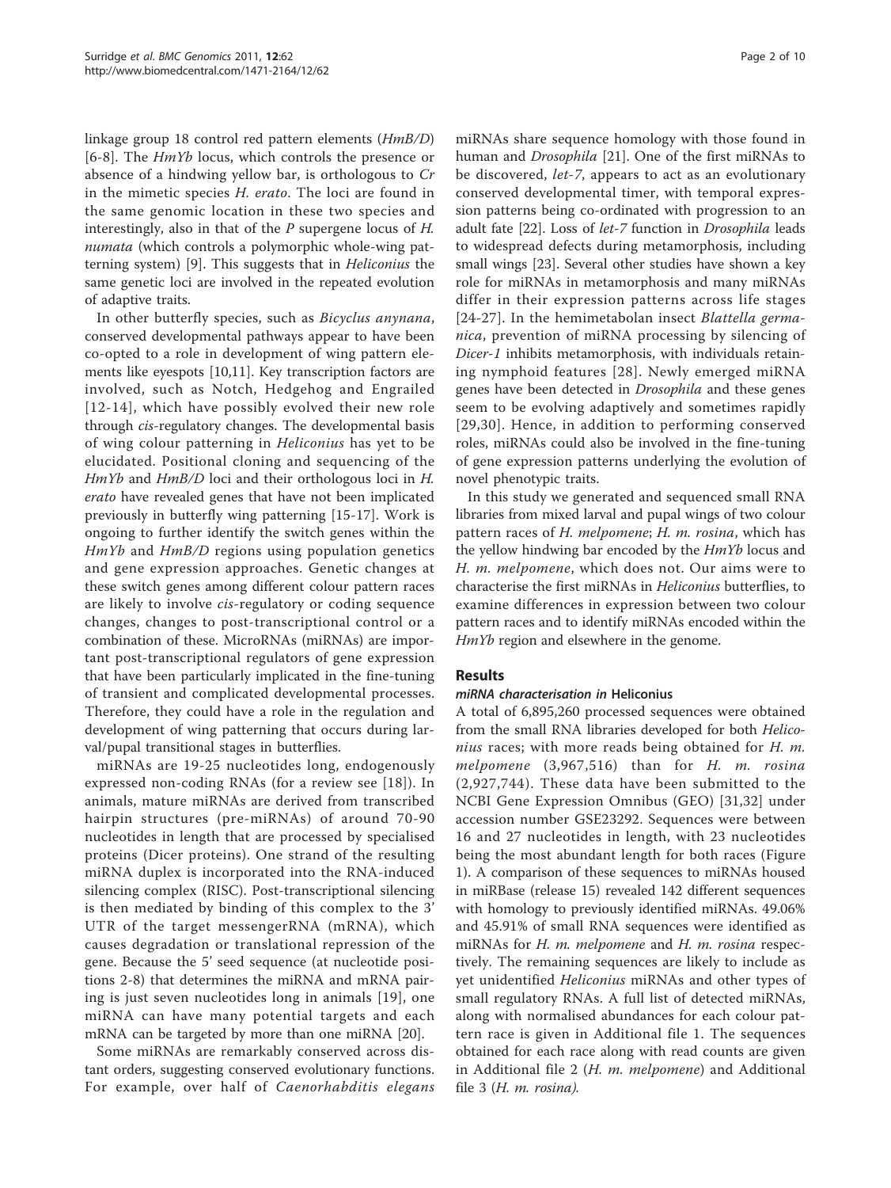linkage group 18 control red pattern elements (*HmB/D*) [6-8]. The *HmYb* locus, which controls the presence or absence of a hindwing yellow bar, is orthologous to *Cr* in the mimetic species *H. erato*. The loci are found in the same genomic location in these two species and interestingly, also in that of the *P* supergene locus of *H. numata* (which controls a polymorphic whole-wing patterning system) [9]. This suggests that in *Heliconius* the same genetic loci are involved in the repeated evolution of adaptive traits.

In other butterfly species, such as *Bicyclus anynana*, conserved developmental pathways appear to have been co-opted to a role in development of wing pattern elements like eyespots [10,11]. Key transcription factors are involved, such as Notch, Hedgehog and Engrailed [12-14], which have possibly evolved their new role through *cis*-regulatory changes. The developmental basis of wing colour patterning in *Heliconius* has yet to be elucidated. Positional cloning and sequencing of the *HmYb* and *HmB/D* loci and their orthologous loci in *H. erato* have revealed genes that have not been implicated previously in butterfly wing patterning [15-17]. Work is ongoing to further identify the switch genes within the *HmYb* and *HmB/D* regions using population genetics and gene expression approaches. Genetic changes at these switch genes among different colour pattern races are likely to involve *cis*-regulatory or coding sequence changes, changes to post-transcriptional control or a combination of these. MicroRNAs (miRNAs) are important post-transcriptional regulators of gene expression that have been particularly implicated in the fine-tuning of transient and complicated developmental processes. Therefore, they could have a role in the regulation and development of wing patterning that occurs during larval/pupal transitional stages in butterflies.

miRNAs are 19-25 nucleotides long, endogenously expressed non-coding RNAs (for a review see [18]). In animals, mature miRNAs are derived from transcribed hairpin structures (pre-miRNAs) of around 70-90 nucleotides in length that are processed by specialised proteins (Dicer proteins). One strand of the resulting miRNA duplex is incorporated into the RNA-induced silencing complex (RISC). Post-transcriptional silencing is then mediated by binding of this complex to the 3' UTR of the target messengerRNA (mRNA), which causes degradation or translational repression of the gene. Because the 5' seed sequence (at nucleotide positions 2-8) that determines the miRNA and mRNA pairing is just seven nucleotides long in animals [19], one miRNA can have many potential targets and each mRNA can be targeted by more than one miRNA [20].

Some miRNAs are remarkably conserved across distant orders, suggesting conserved evolutionary functions. For example, over half of *Caenorhabditis elegans* miRNAs share sequence homology with those found in human and *Drosophila* [21]. One of the first miRNAs to be discovered, *let-7*, appears to act as an evolutionary conserved developmental timer, with temporal expression patterns being co-ordinated with progression to an adult fate [22]. Loss of *let-7* function in *Drosophila* leads to widespread defects during metamorphosis, including small wings [23]. Several other studies have shown a key role for miRNAs in metamorphosis and many miRNAs differ in their expression patterns across life stages [24-27]. In the hemimetabolan insect *Blattella germanica*, prevention of miRNA processing by silencing of *Dicer-1* inhibits metamorphosis, with individuals retaining nymphoid features [28]. Newly emerged miRNA genes have been detected in *Drosophila* and these genes seem to be evolving adaptively and sometimes rapidly [29,30]. Hence, in addition to performing conserved roles, miRNAs could also be involved in the fine-tuning of gene expression patterns underlying the evolution of novel phenotypic traits.

In this study we generated and sequenced small RNA libraries from mixed larval and pupal wings of two colour pattern races of *H. melpomene*; *H. m. rosina*, which has the yellow hindwing bar encoded by the *HmYb* locus and *H. m. melpomene*, which does not. Our aims were to characterise the first miRNAs in *Heliconius* butterflies, to examine differences in expression between two colour pattern races and to identify miRNAs encoded within the *HmYb* region and elsewhere in the genome.

## Results

### miRNA characterisation in *Heliconius*

A total of 6,895,260 processed sequences were obtained from the small RNA libraries developed for both *Heliconius* races; with more reads being obtained for *H. m. melpomene* (3,967,516) than for *H. m. rosina* (2,927,744). These data have been submitted to the NCBI Gene Expression Omnibus (GEO) [31,32] under accession number GSE23292. Sequences were between 16 and 27 nucleotides in length, with 23 nucleotides being the most abundant length for both races (Figure 1). A comparison of these sequences to miRNAs housed in miRBase (release 15) revealed 142 different sequences with homology to previously identified miRNAs. 49.06% and 45.91% of small RNA sequences were identified as miRNAs for *H. m. melpomene* and *H. m. rosina* respectively. The remaining sequences are likely to include as yet unidentified *Heliconius* miRNAs and other types of small regulatory RNAs. A full list of detected miRNAs, along with normalised abundances for each colour pattern race is given in Additional file 1. The sequences obtained for each race along with read counts are given in Additional file 2 (*H. m. melpomene*) and Additional file 3 (*H. m. rosina).*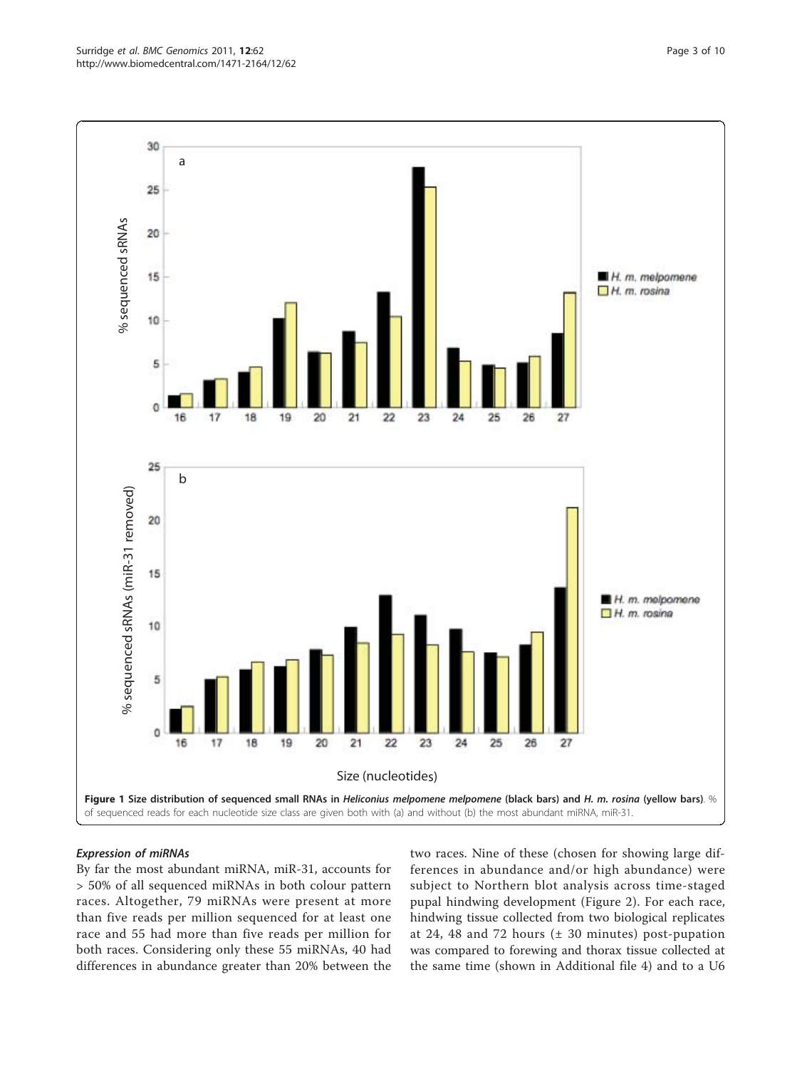**Figure 1 Size distribution of sequenced small RNAs in *Heliconius melpomene melpomene* (black bars) and *H. m. rosina* (yellow bars)**. % of sequenced reads for each nucleotide size class are given both with (a) and without (b) the most abundant miRNA, miR-31.

### *Expression of miRNAs*

By far the most abundant miRNA, miR-31, accounts for > 50% of all sequenced miRNAs in both colour pattern races. Altogether, 79 miRNAs were present at more than five reads per million sequenced for at least one race and 55 had more than five reads per million for both races. Considering only these 55 miRNAs, 40 had differences in abundance greater than 20% between the two races. Nine of these (chosen for showing large differences in abundance and/or high abundance) were subject to Northern blot analysis across time-staged pupal hindwing development (Figure 2). For each race, hindwing tissue collected from two biological replicates at 24, 48 and 72 hours (± 30 minutes) post-pupation was compared to forewing and thorax tissue collected at the same time (shown in Additional file 4) and to a U6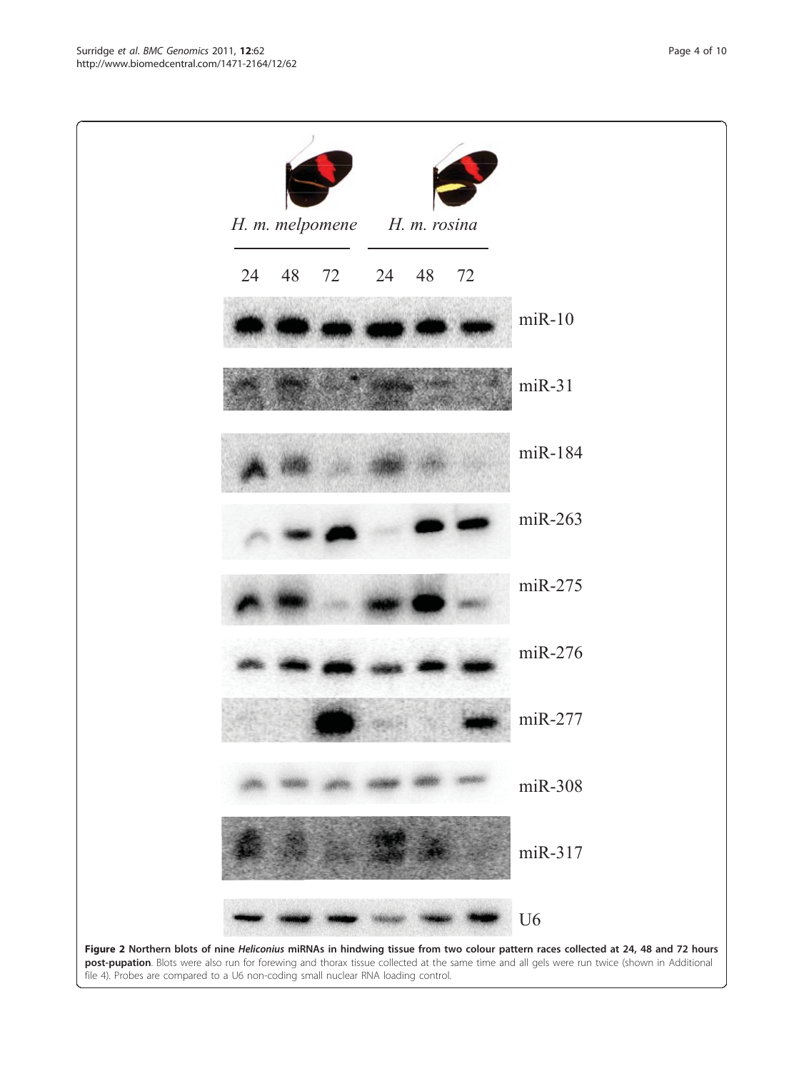**Figure 2 Northern blots of nine *Heliconius* miRNAs in hindwing tissue from two colour pattern races collected at 24, 48 and 72 hours post-pupation**. Blots were also run for forewing and thorax tissue collected at the same time and all gels were run twice (shown in Additional file 4). Probes are compared to a U6 non-coding small nuclear RNA loading control.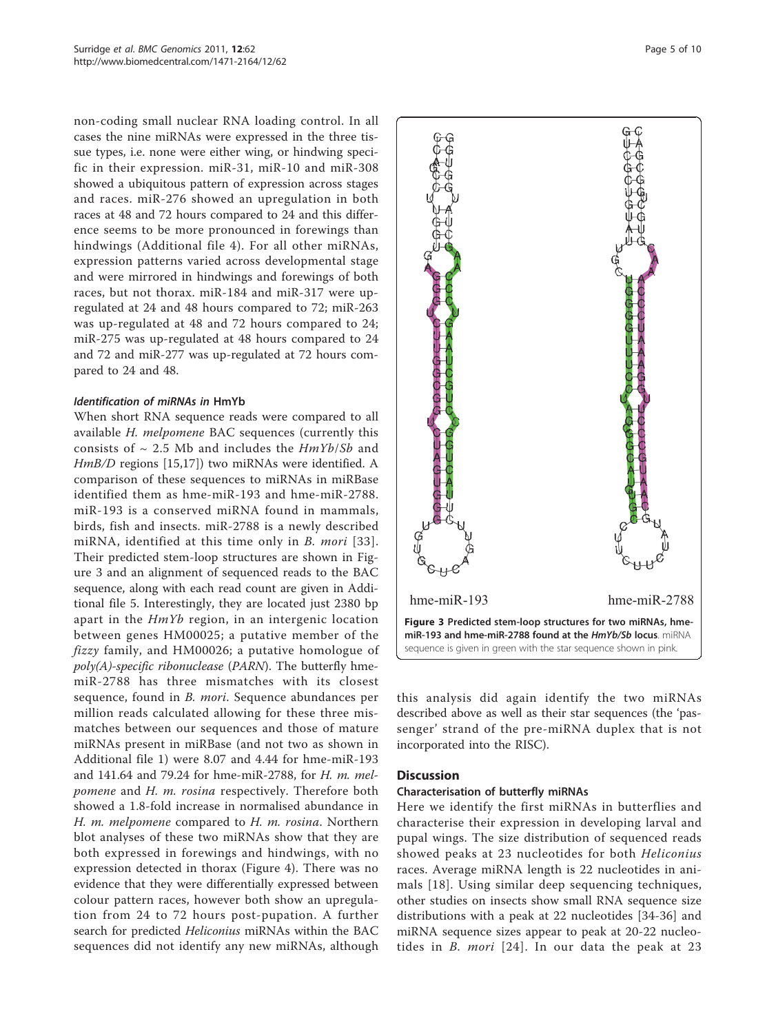non-coding small nuclear RNA loading control. In all cases the nine miRNAs were expressed in the three tissue types, i.e. none were either wing, or hindwing specific in their expression. miR-31, miR-10 and miR-308 showed a ubiquitous pattern of expression across stages and races. miR-276 showed an upregulation in both races at 48 and 72 hours compared to 24 and this difference seems to be more pronounced in forewings than hindwings (Additional file 4). For all other miRNAs, expression patterns varied across developmental stage and were mirrored in hindwings and forewings of both races, but not thorax. miR-184 and miR-317 were up-regulated at 24 and 48 hours compared to 72; miR-263 was up-regulated at 48 and 72 hours compared to 24; miR-275 was up-regulated at 48 hours compared to 24 and 72 and miR-277 was up-regulated at 72 hours compared to 24 and 48.

#### Identification of miRNAs in HmYb

When short RNA sequence reads were compared to all available *H. melpomene* BAC sequences (currently this consists of ~ 2.5 Mb and includes the *HmYb/Sb* and *HmB/D* regions [15,17]) two miRNAs were identified. A comparison of these sequences to miRNAs in miRBase identified them as hme-miR-193 and hme-miR-2788. miR-193 is a conserved miRNA found in mammals, birds, fish and insects. miR-2788 is a newly described miRNA, identified at this time only in *B. mori* [33]. Their predicted stem-loop structures are shown in Figure 3 and an alignment of sequenced reads to the BAC sequence, along with each read count are given in Additional file 5. Interestingly, they are located just 2380 bp apart in the *HmYb* region, in an intergenic location between genes HM00025; a putative member of the *fizzy* family, and HM00026; a putative homologue of *poly(A)-specific ribonuclease* (*PARN*). The butterfly hme-miR-2788 has three mismatches with its closest sequence, found in *B. mori*. Sequence abundances per million reads calculated allowing for these three mismatches between our sequences and those of mature miRNAs present in miRBase (and not two as shown in Additional file 1) were 8.07 and 4.44 for hme-miR-193 and 141.64 and 79.24 for hme-miR-2788, for *H. m. melpomene* and *H. m. rosina* respectively. Therefore both showed a 1.8-fold increase in normalised abundance in *H. m. melpomene* compared to *H. m. rosina*. Northern blot analyses of these two miRNAs show that they are both expressed in forewings and hindwings, with no expression detected in thorax (Figure 4). There was no evidence that they were differentially expressed between colour pattern races, however both show an upregulation from 24 to 72 hours post-pupation. A further search for predicted *Heliconius* miRNAs within the BAC sequences did not identify any new miRNAs, although this analysis did again identify the two miRNAs described above as well as their star sequences (the 'passenger' strand of the pre-miRNA duplex that is not incorporated into the RISC).

**Figure 3 Predicted stem-loop structures for two miRNAs, hme-miR-193 and hme-miR-2788 found at the *HmYb/Sb* locus**. miRNA sequence is given in green with the star sequence shown in pink.

## Discussion

### Characterisation of butterfly miRNAs

Here we identify the first miRNAs in butterflies and characterise their expression in developing larval and pupal wings. The size distribution of sequenced reads showed peaks at 23 nucleotides for both *Heliconius* races. Average miRNA length is 22 nucleotides in animals [18]. Using similar deep sequencing techniques, other studies on insects show small RNA sequence size distributions with a peak at 22 nucleotides [34-36] and miRNA sequence sizes appear to peak at 20-22 nucleotides in *B. mori* [24]. In our data the peak at 23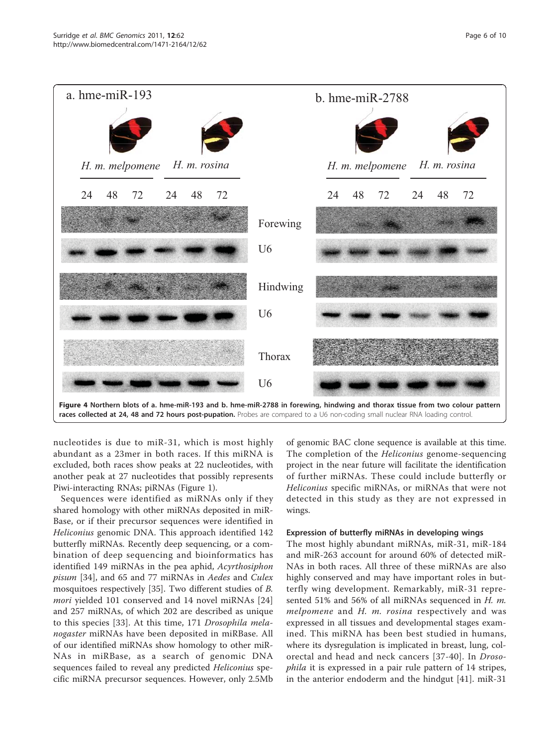**Figure 4 Northern blots of a. hme-miR-193 and b. hme-miR-2788 in forewing, hindwing and thorax tissue from two colour pattern races collected at 24, 48 and 72 hours post-pupation.** Probes are compared to a U6 non-coding small nuclear RNA loading control.

nucleotides is due to miR-31, which is most highly abundant as a 23mer in both races. If this miRNA is excluded, both races show peaks at 22 nucleotides, with another peak at 27 nucleotides that possibly represents Piwi-interacting RNAs; piRNAs (Figure 1).

Sequences were identified as miRNAs only if they shared homology with other miRNAs deposited in miRBase, or if their precursor sequences were identified in *Heliconius* genomic DNA. This approach identified 142 butterfly miRNAs. Recently deep sequencing, or a combination of deep sequencing and bioinformatics has identified 149 miRNAs in the pea aphid, *Acyrthosiphon pisum* [34], and 65 and 77 miRNAs in *Aedes* and *Culex* mosquitoes respectively [35]. Two different studies of *B. mori* yielded 101 conserved and 14 novel miRNAs [24] and 257 miRNAs, of which 202 are described as unique to this species [33]. At this time, 171 *Drosophila melanogaster* miRNAs have been deposited in miRBase. All of our identified miRNAs show homology to other miRNAs in miRBase, as a search of genomic DNA sequences failed to reveal any predicted *Heliconius* specific miRNA precursor sequences. However, only 2.5Mb of genomic BAC clone sequence is available at this time. The completion of the *Heliconius* genome-sequencing project in the near future will facilitate the identification of further miRNAs. These could include butterfly or *Heliconius* specific miRNAs, or miRNAs that were not detected in this study as they are not expressed in wings.

### Expression of butterfly miRNAs in developing wings

The most highly abundant miRNAs, miR-31, miR-184 and miR-263 account for around 60% of detected miRNAs in both races. All three of these miRNAs are also highly conserved and may have important roles in butterfly wing development. Remarkably, miR-31 represented 51% and 56% of all miRNAs sequenced in *H. m. melpomene* and *H. m. rosina* respectively and was expressed in all tissues and developmental stages examined. This miRNA has been best studied in humans, where its dysregulation is implicated in breast, lung, colorectal and head and neck cancers [37-40]. In *Drosophila* it is expressed in a pair rule pattern of 14 stripes, in the anterior endoderm and the hindgut [41]. miR-31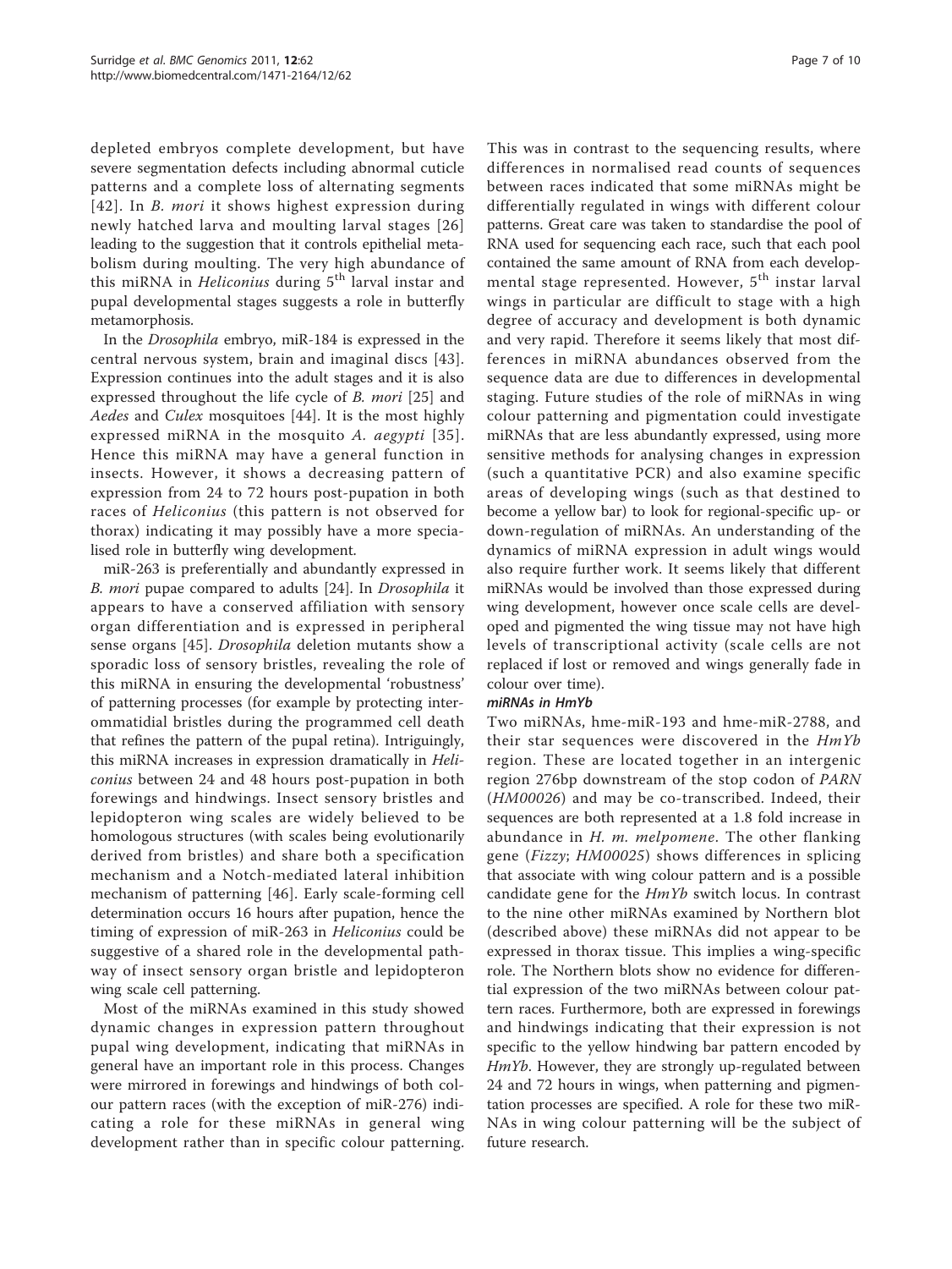depleted embryos complete development, but have severe segmentation defects including abnormal cuticle patterns and a complete loss of alternating segments [42]. In *B. mori* it shows highest expression during newly hatched larva and moulting larval stages [26] leading to the suggestion that it controls epithelial metabolism during moulting. The very high abundance of this miRNA in *Heliconius* during 5th larval instar and pupal developmental stages suggests a role in butterfly metamorphosis.

In the *Drosophila* embryo, miR-184 is expressed in the central nervous system, brain and imaginal discs [43]. Expression continues into the adult stages and it is also expressed throughout the life cycle of *B. mori* [25] and *Aedes* and *Culex* mosquitoes [44]. It is the most highly expressed miRNA in the mosquito *A. aegypti* [35]. Hence this miRNA may have a general function in insects. However, it shows a decreasing pattern of expression from 24 to 72 hours post-pupation in both races of *Heliconius* (this pattern is not observed for thorax) indicating it may possibly have a more specialised role in butterfly wing development.

miR-263 is preferentially and abundantly expressed in *B. mori* pupae compared to adults [24]. In *Drosophila* it appears to have a conserved affiliation with sensory organ differentiation and is expressed in peripheral sense organs [45]. *Drosophila* deletion mutants show a sporadic loss of sensory bristles, revealing the role of this miRNA in ensuring the developmental 'robustness' of patterning processes (for example by protecting interommatidial bristles during the programmed cell death that refines the pattern of the pupal retina). Intriguingly, this miRNA increases in expression dramatically in *Heliconius* between 24 and 48 hours post-pupation in both forewings and hindwings. Insect sensory bristles and lepidopteron wing scales are widely believed to be homologous structures (with scales being evolutionarily derived from bristles) and share both a specification mechanism and a Notch-mediated lateral inhibition mechanism of patterning [46]. Early scale-forming cell determination occurs 16 hours after pupation, hence the timing of expression of miR-263 in *Heliconius* could be suggestive of a shared role in the developmental pathway of insect sensory organ bristle and lepidopteron wing scale cell patterning.

Most of the miRNAs examined in this study showed dynamic changes in expression pattern throughout pupal wing development, indicating that miRNAs in general have an important role in this process. Changes were mirrored in forewings and hindwings of both colour pattern races (with the exception of miR-276) indicating a role for these miRNAs in general wing development rather than in specific colour patterning. This was in contrast to the sequencing results, where differences in normalised read counts of sequences between races indicated that some miRNAs might be differentially regulated in wings with different colour patterns. Great care was taken to standardise the pool of RNA used for sequencing each race, such that each pool contained the same amount of RNA from each developmental stage represented. However, 5th instar larval wings in particular are difficult to stage with a high degree of accuracy and development is both dynamic and very rapid. Therefore it seems likely that most differences in miRNA abundances observed from the sequence data are due to differences in developmental staging. Future studies of the role of miRNAs in wing colour patterning and pigmentation could investigate miRNAs that are less abundantly expressed, using more sensitive methods for analysing changes in expression (such a quantitative PCR) and also examine specific areas of developing wings (such as that destined to become a yellow bar) to look for regional-specific up- or down-regulation of miRNAs. An understanding of the dynamics of miRNA expression in adult wings would also require further work. It seems likely that different miRNAs would be involved than those expressed during wing development, however once scale cells are developed and pigmented the wing tissue may not have high levels of transcriptional activity (scale cells are not replaced if lost or removed and wings generally fade in colour over time).

#### *miRNAs in HmYb*

Two miRNAs, hme-miR-193 and hme-miR-2788, and their star sequences were discovered in the *HmYb* region. These are located together in an intergenic region 276bp downstream of the stop codon of *PARN* (*HM00026*) and may be co-transcribed. Indeed, their sequences are both represented at a 1.8 fold increase in abundance in *H. m. melpomene*. The other flanking gene (*Fizzy*; *HM00025*) shows differences in splicing that associate with wing colour pattern and is a possible candidate gene for the *HmYb* switch locus. In contrast to the nine other miRNAs examined by Northern blot (described above) these miRNAs did not appear to be expressed in thorax tissue. This implies a wing-specific role. The Northern blots show no evidence for differential expression of the two miRNAs between colour pattern races. Furthermore, both are expressed in forewings and hindwings indicating that their expression is not specific to the yellow hindwing bar pattern encoded by *HmYb*. However, they are strongly up-regulated between 24 and 72 hours in wings, when patterning and pigmentation processes are specified. A role for these two miRNAs in wing colour patterning will be the subject of future research.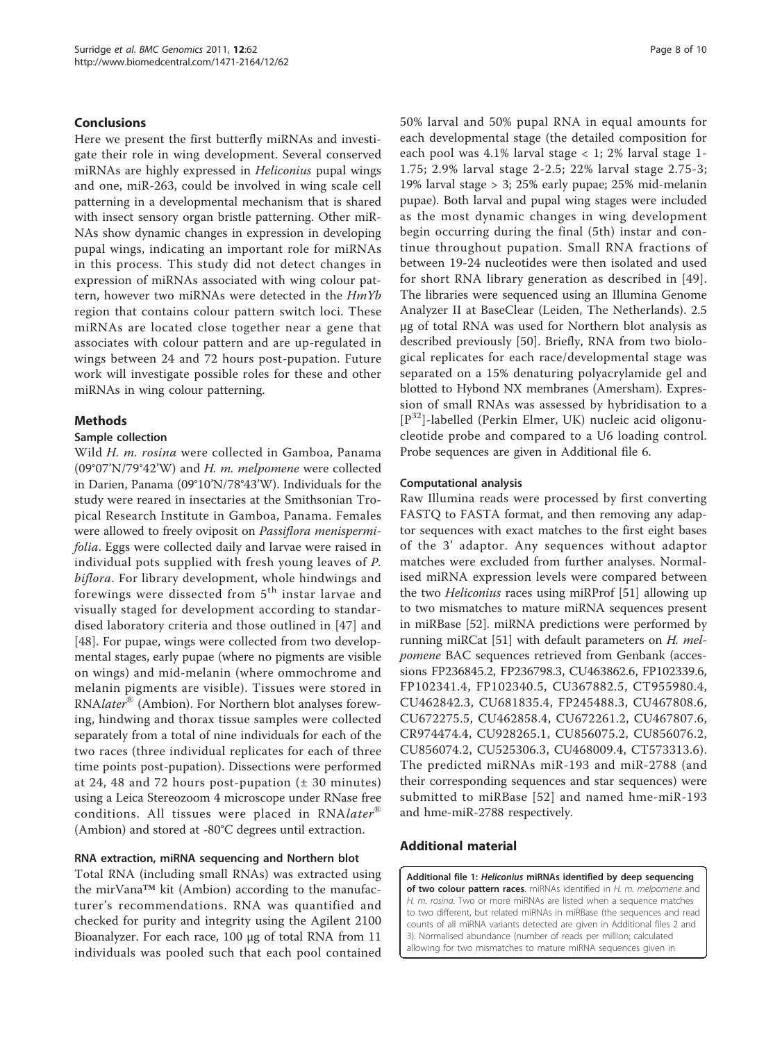## Conclusions

Here we present the first butterfly miRNAs and investigate their role in wing development. Several conserved miRNAs are highly expressed in *Heliconius* pupal wings and one, miR-263, could be involved in wing scale cell patterning in a developmental mechanism that is shared with insect sensory organ bristle patterning. Other miRNAs show dynamic changes in expression in developing pupal wings, indicating an important role for miRNAs in this process. This study did not detect changes in expression of miRNAs associated with wing colour pattern, however two miRNAs were detected in the *HmYb* region that contains colour pattern switch loci. These miRNAs are located close together near a gene that associates with colour pattern and are up-regulated in wings between 24 and 72 hours post-pupation. Future work will investigate possible roles for these and other miRNAs in wing colour patterning.

## Methods

### Sample collection

Wild *H. m. rosina* were collected in Gamboa, Panama (09°07'N/79°42'W) and *H. m. melpomene* were collected in Darien, Panama (09°10'N/78°43'W). Individuals for the study were reared in insectaries at the Smithsonian Tropical Research Institute in Gamboa, Panama. Females were allowed to freely oviposit on *Passiflora menispermifolia*. Eggs were collected daily and larvae were raised in individual pots supplied with fresh young leaves of *P. biflora*. For library development, whole hindwings and forewings were dissected from 5th instar larvae and visually staged for development according to standardised laboratory criteria and those outlined in [47] and [48]. For pupae, wings were collected from two developmental stages, early pupae (where no pigments are visible on wings) and mid-melanin (where ommochrome and melanin pigments are visible). Tissues were stored in RNA*later*® (Ambion). For Northern blot analyses forewing, hindwing and thorax tissue samples were collected separately from a total of nine individuals for each of the two races (three individual replicates for each of three time points post-pupation). Dissections were performed at 24, 48 and 72 hours post-pupation (± 30 minutes) using a Leica Stereozoom 4 microscope under RNase free conditions. All tissues were placed in RNA*later*® (Ambion) and stored at -80°C degrees until extraction.

### RNA extraction, miRNA sequencing and Northern blot

Total RNA (including small RNAs) was extracted using the mirVana™ kit (Ambion) according to the manufacturer's recommendations. RNA was quantified and checked for purity and integrity using the Agilent 2100 Bioanalyzer. For each race, 100 µg of total RNA from 11 individuals was pooled such that each pool contained 50% larval and 50% pupal RNA in equal amounts for each developmental stage (the detailed composition for each pool was 4.1% larval stage < 1; 2% larval stage 1-1.75; 2.9% larval stage 2-2.5; 22% larval stage 2.75-3; 19% larval stage > 3; 25% early pupae; 25% mid-melanin pupae). Both larval and pupal wing stages were included as the most dynamic changes in wing development begin occurring during the final (5th) instar and continue throughout pupation. Small RNA fractions of between 19-24 nucleotides were then isolated and used for short RNA library generation as described in [49]. The libraries were sequenced using an Illumina Genome Analyzer II at BaseClear (Leiden, The Netherlands). 2.5 µg of total RNA was used for Northern blot analysis as described previously [50]. Briefly, RNA from two biological replicates for each race/developmental stage was separated on a 15% denaturing polyacrylamide gel and blotted to Hybond NX membranes (Amersham). Expression of small RNAs was assessed by hybridisation to a [$P^{32}$]-labelled (Perkin Elmer, UK) nucleic acid oligonucleotide probe and compared to a U6 loading control. Probe sequences are given in Additional file 6.

### Computational analysis

Raw Illumina reads were processed by first converting FASTQ to FASTA format, and then removing any adaptor sequences with exact matches to the first eight bases of the 3' adaptor. Any sequences without adaptor matches were excluded from further analyses. Normalised miRNA expression levels were compared between the two *Heliconius* races using miRProf [51] allowing up to two mismatches to mature miRNA sequences present in miRBase [52]. miRNA predictions were performed by running miRCat [51] with default parameters on *H. melpomene* BAC sequences retrieved from Genbank (accessions FP236845.2, FP236798.3, CU463862.6, FP102339.6, FP102341.4, FP102340.5, CU367882.5, CT955980.4, CU462842.3, CU681835.4, FP245488.3, CU467808.6, CU672275.5, CU462858.4, CU672261.2, CU467807.6, CR974474.4, CU928265.1, CU856075.2, CU856076.2, CU856074.2, CU525306.3, CU468009.4, CT573313.6). The predicted miRNAs miR-193 and miR-2788 (and their corresponding sequences and star sequences) were submitted to miRBase [52] and named hme-miR-193 and hme-miR-2788 respectively.

## Additional material

**Additional file 1: *Heliconius* miRNAs identified by deep sequencing of two colour pattern races**. miRNAs identified in *H. m. melpomene* and *H. m. rosina*. Two or more miRNAs are listed when a sequence matches to two different, but related miRNAs in miRBase (the sequences and read counts of all miRNA variants detected are given in Additional files 2 and 3). Normalised abundance (number of reads per million; calculated allowing for two mismatches to mature miRNA sequences given in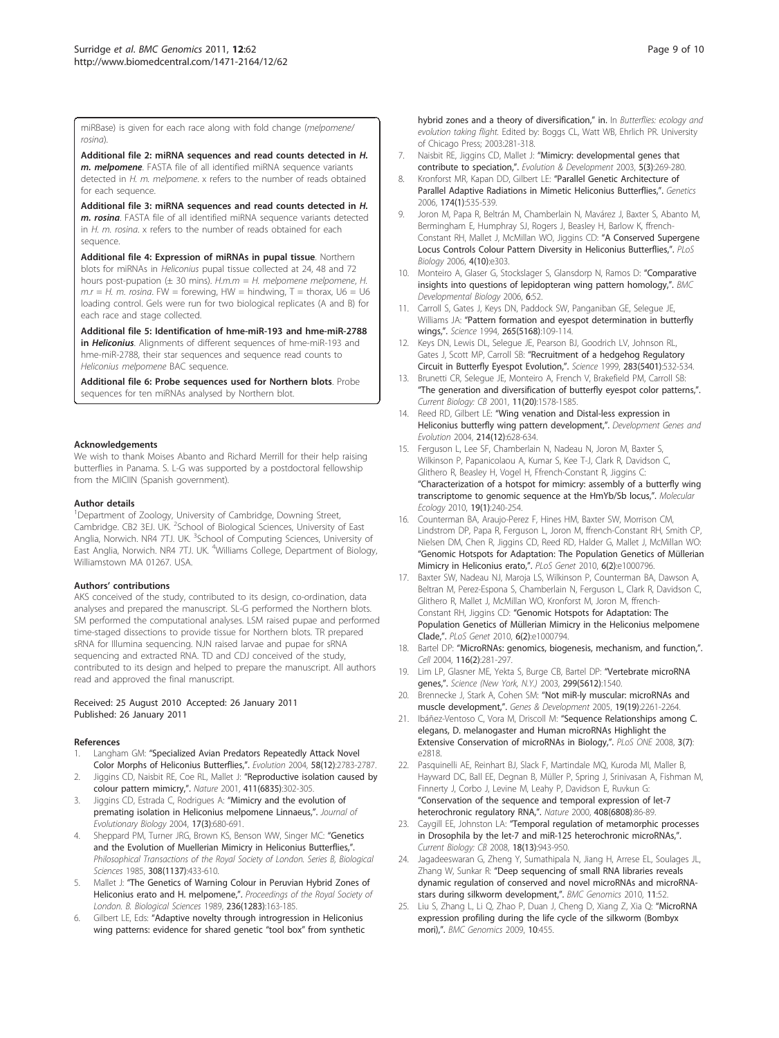miRBase) is given for each race along with fold change (*melpomene/rosina*).

**Additional file 2: miRNA sequences and read counts detected in *H. m. melpomene***. FASTA file of all identified miRNA sequence variants detected in *H. m. melpomene*. x refers to the number of reads obtained for each sequence.

**Additional file 3: miRNA sequences and read counts detected in *H. m. rosina***. FASTA file of all identified miRNA sequence variants detected in *H. m. rosina*. x refers to the number of reads obtained for each sequence.

**Additional file 4: Expression of miRNAs in pupal tissue**. Northern blots for miRNAs in *Heliconius* pupal tissue collected at 24, 48 and 72 hours post-pupation (± 30 mins). *H.m.m* = *H. melpomene melpomene*, *H. m.r* = *H. m. rosina*. FW = forewing, HW = hindwing, T = thorax, U6 = U6 loading control. Gels were run for two biological replicates (A and B) for each race and stage collected.

**Additional file 5: Identification of hme-miR-193 and hme-miR-2788 in *Heliconius***. Alignments of different sequences of hme-miR-193 and hme-miR-2788, their star sequences and sequence read counts to *Heliconius melpomene* BAC sequence.

**Additional file 6: Probe sequences used for Northern blots**. Probe sequences for ten miRNAs analysed by Northern blot.

#### Acknowledgements

We wish to thank Moises Abanto and Richard Merrill for their help raising butterflies in Panama. S. L-G was supported by a postdoctoral fellowship from the MICIIN (Spanish government).

#### Author details

[1]Department of Zoology, University of Cambridge, Downing Street, Cambridge. CB2 3EJ. UK. [2]School of Biological Sciences, University of East Anglia, Norwich. NR4 7TJ. UK. [3]School of Computing Sciences, University of East Anglia, Norwich. NR4 7TJ. UK. [4]Williams College, Department of Biology, Williamstown MA 01267. USA.

#### Authors' contributions

AKS conceived of the study, contributed to its design, co-ordination, data analyses and prepared the manuscript. SL-G performed the Northern blots. SM performed the computational analyses. LSM raised pupae and performed time-staged dissections to provide tissue for Northern blots. TR prepared sRNA for Illumina sequencing. NJN raised larvae and pupae for sRNA sequencing and extracted RNA. TD and CDJ conceived of the study, contributed to its design and helped to prepare the manuscript. All authors read and approved the final manuscript.

Received: 25 August 2010 Accepted: 26 January 2011
Published: 26 January 2011

#### References

1. Langham GM: **"Specialized Avian Predators Repeatedly Attack Novel Color Morphs of Heliconius Butterflies,".** *Evolution* 2004, **58(12)**:2783-2787.
2. Jiggins CD, Naisbit RE, Coe RL, Mallet J: **"Reproductive isolation caused by colour pattern mimicry,".** *Nature* 2001, **411(6835)**:302-305.
3. Jiggins CD, Estrada C, Rodrigues A: **"Mimicry and the evolution of premating isolation in Heliconius melpomene Linnaeus,".** *Journal of Evolutionary Biology* 2004, **17(3)**:680-691.
4. Sheppard PM, Turner JRG, Brown KS, Benson WW, Singer MC: **"Genetics and the Evolution of Muellerian Mimicry in Heliconius Butterflies,".** *Philosophical Transactions of the Royal Society of London. Series B, Biological Sciences* 1985, **308(1137)**:433-610.
5. Mallet J: **"The Genetics of Warning Colour in Peruvian Hybrid Zones of Heliconius erato and H. melpomene,".** *Proceedings of the Royal Society of London. B. Biological Sciences* 1989, **236(1283)**:163-185.
6. Gilbert LE, Eds: **"Adaptive novelty through introgression in Heliconius wing patterns: evidence for shared genetic "tool box" from synthetic hybrid zones and a theory of diversification," in.** In *Butterflies: ecology and evolution taking flight.* Edited by: Boggs CL, Watt WB, Ehrlich PR. University of Chicago Press; 2003:281-318.
7. Naisbit RE, Jiggins CD, Mallet J: **"Mimicry: developmental genes that contribute to speciation,".** *Evolution & Development* 2003, **5(3)**:269-280.
8. Kronforst MR, Kapan DD, Gilbert LE: **"Parallel Genetic Architecture of Parallel Adaptive Radiations in Mimetic Heliconius Butterflies,".** *Genetics* 2006, **174(1)**:535-539.
9. Joron M, Papa R, Beltrán M, Chamberlain N, Mavárez J, Baxter S, Abanto M, Bermingham E, Humphray SJ, Rogers J, Beasley H, Barlow K, ffrench-Constant RH, Mallet J, McMillan WO, Jiggins CD: **"A Conserved Supergene Locus Controls Colour Pattern Diversity in Heliconius Butterflies,".** *PLoS Biology* 2006, **4(10)**:e303.
10. Monteiro A, Glaser G, Stockslager S, Glansdorp N, Ramos D: **"Comparative insights into questions of lepidopteran wing pattern homology,".** *BMC Developmental Biology* 2006, **6**:52.
11. Carroll S, Gates J, Keys DN, Paddock SW, Panganiban GE, Selegue JE, Williams JA: **"Pattern formation and eyespot determination in butterfly wings,".** *Science* 1994, **265(5168)**:109-114.
12. Keys DN, Lewis DL, Selegue JE, Pearson BJ, Goodrich LV, Johnson RL, Gates J, Scott MP, Carroll SB: **"Recruitment of a hedgehog Regulatory Circuit in Butterfly Eyespot Evolution,".** *Science* 1999, **283(5401)**:532-534.
13. Brunetti CR, Selegue JE, Monteiro A, French V, Brakefield PM, Carroll SB: **"The generation and diversification of butterfly eyespot color patterns,".** *Current Biology: CB* 2001, **11(20)**:1578-1585.
14. Reed RD, Gilbert LE: **"Wing venation and Distal-less expression in Heliconius butterfly wing pattern development,".** *Development Genes and Evolution* 2004, **214(12)**:628-634.
15. Ferguson L, Lee SF, Chamberlain N, Nadeau N, Joron M, Baxter S, Wilkinson P, Papanicolaou A, Kumar S, Kee T-J, Clark R, Davidson C, Glithero R, Beasley H, Vogel H, Ffrench-Constant R, Jiggins C: **"Characterization of a hotspot for mimicry: assembly of a butterfly wing transcriptome to genomic sequence at the HmYb/Sb locus,".** *Molecular Ecology* 2010, **19(1)**:240-254.
16. Counterman BA, Araujo-Perez F, Hines HM, Baxter SW, Morrison CM, Lindstrom DP, Papa R, Ferguson L, Joron M, ffrench-Constant RH, Smith CP, Nielsen DM, Chen R, Jiggins CD, Reed RD, Halder G, Mallet J, McMillan WO: **"Genomic Hotspots for Adaptation: The Population Genetics of Müllerian Mimicry in Heliconius erato,".** *PLoS Genet* 2010, **6(2)**:e1000796.
17. Baxter SW, Nadeau NJ, Maroja LS, Wilkinson P, Counterman BA, Dawson A, Beltran M, Perez-Espona S, Chamberlain N, Ferguson L, Clark R, Davidson C, Glithero R, Mallet J, McMillan WO, Kronforst M, Joron M, ffrench-Constant RH, Jiggins CD: **"Genomic Hotspots for Adaptation: The Population Genetics of Müllerian Mimicry in the Heliconius melpomene Clade,".** *PLoS Genet* 2010, **6(2)**:e1000794.
18. Bartel DP: **"MicroRNAs: genomics, biogenesis, mechanism, and function,".** *Cell* 2004, **116(2)**:281-297.
19. Lim LP, Glasner ME, Yekta S, Burge CB, Bartel DP: **"Vertebrate microRNA genes,".** *Science (New York, N.Y.)* 2003, **299(5612)**:1540.
20. Brennecke J, Stark A, Cohen SM: **"Not miR-ly muscular: microRNAs and muscle development,".** *Genes & Development* 2005, **19(19)**:2261-2264.
21. Ibáñez-Ventoso C, Vora M, Driscoll M: **"Sequence Relationships among C. elegans, D. melanogaster and Human microRNAs Highlight the Extensive Conservation of microRNAs in Biology,".** *PLoS ONE* 2008, **3(7)**: e2818.
22. Pasquinelli AE, Reinhart BJ, Slack F, Martindale MQ, Kuroda MI, Maller B, Hayward DC, Ball EE, Degnan B, Müller P, Spring J, Srinivasan A, Fishman M, Finnerty J, Corbo J, Levine M, Leahy P, Davidson E, Ruvkun G: **"Conservation of the sequence and temporal expression of let-7 heterochronic regulatory RNA,".** *Nature* 2000, **408(6808)**:86-89.
23. Caygill EE, Johnston LA: **"Temporal regulation of metamorphic processes in Drosophila by the let-7 and miR-125 heterochronic microRNAs,".** *Current Biology: CB* 2008, **18(13)**:943-950.
24. Jagadeeswaran G, Zheng Y, Sumathipala N, Jiang H, Arrese EL, Soulages JL, Zhang W, Sunkar R: **"Deep sequencing of small RNA libraries reveals dynamic regulation of conserved and novel microRNAs and microRNA-stars during silkworm development,".** *BMC Genomics* 2010, **11**:52.
25. Liu S, Zhang L, Li Q, Zhao P, Duan J, Cheng D, Xiang Z, Xia Q: **"MicroRNA expression profiling during the life cycle of the silkworm (Bombyx mori),".** *BMC Genomics* 2009, **10**:455.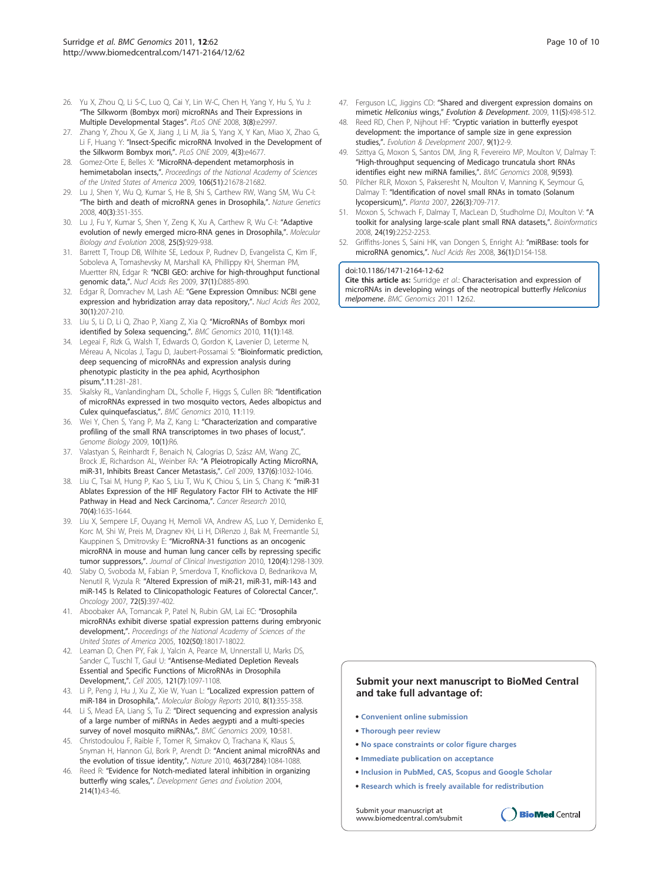26. Yu X, Zhou Q, Li S-C, Luo Q, Cai Y, Lin W-C, Chen H, Yang Y, Hu S, Yu J: "The Silkworm (Bombyx mori) microRNAs and Their Expressions in Multiple Developmental Stages". *PLoS ONE* 2008, **3(8)**:e2997.
27. Zhang Y, Zhou X, Ge X, Jiang J, Li M, Jia S, Yang X, Y Kan, Miao X, Zhao G, Li F, Huang Y: "Insect-Specific microRNA Involved in the Development of the Silkworm Bombyx mori,". *PLoS ONE* 2009, **4(3)**:e4677.
28. Gomez-Orte E, Belles X: "MicroRNA-dependent metamorphosis in hemimetabolan insects,". *Proceedings of the National Academy of Sciences of the United States of America* 2009, **106(51)**:21678-21682.
29. Lu J, Shen Y, Wu Q, Kumar S, He B, Shi S, Carthew RW, Wang SM, Wu C-I: "The birth and death of microRNA genes in Drosophila,". *Nature Genetics* 2008, **40(3)**:351-355.
30. Lu J, Fu Y, Kumar S, Shen Y, Zeng K, Xu A, Carthew R, Wu C-I: "Adaptive evolution of newly emerged micro-RNA genes in Drosophila,". *Molecular Biology and Evolution* 2008, **25(5)**:929-938.
31. Barrett T, Troup DB, Wilhite SE, Ledoux P, Rudnev D, Evangelista C, Kim IF, Soboleva A, Tomashevsky M, Marshall KA, Phillippy KH, Sherman PM, Muertter RN, Edgar R: "NCBI GEO: archive for high-throughput functional genomic data,". *Nucl Acids Res* 2009, **37(1)**:D885-890.
32. Edgar R, Domrachev M, Lash AE: "Gene Expression Omnibus: NCBI gene expression and hybridization array data repository,". *Nucl Acids Res* 2002, **30(1)**:207-210.
33. Liu S, Li D, Li Q, Zhao P, Xiang Z, Xia Q: "MicroRNAs of Bombyx mori identified by Solexa sequencing,". *BMC Genomics* 2010, **11(1)**:148.
34. Legeai F, Rizk G, Walsh T, Edwards O, Gordon K, Lavenier D, Leterme N, Méreau A, Nicolas J, Tagu D, Jaubert-Possamai S: "Bioinformatic prediction, deep sequencing of microRNAs and expression analysis during phenotypic plasticity in the pea aphid, Acyrthosiphon pisum,".**11**:281-281.
35. Skalsky RL, Vanlandingham DL, Scholle F, Higgs S, Cullen BR: "Identification of microRNAs expressed in two mosquito vectors, Aedes albopictus and Culex quinquefasciatus,". *BMC Genomics* 2010, **11**:119.
36. Wei Y, Chen S, Yang P, Ma Z, Kang L: "Characterization and comparative profiling of the small RNA transcriptomes in two phases of locust,". *Genome Biology* 2009, **10(1)**:R6.
37. Valastyan S, Reinhardt F, Benaich N, Calogrias D, Szász AM, Wang ZC, Brock JE, Richardson AL, Weinber RA: "A Pleiotropically Acting MicroRNA, miR-31, Inhibits Breast Cancer Metastasis,". *Cell* 2009, **137(6)**:1032-1046.
38. Liu C, Tsai M, Hung P, Kao S, Liu T, Wu K, Chiou S, Lin S, Chang K: "miR-31 Ablates Expression of the HIF Regulatory Factor FIH to Activate the HIF Pathway in Head and Neck Carcinoma,". *Cancer Research* 2010, **70(4)**:1635-1644.
39. Liu X, Sempere LF, Ouyang H, Memoli VA, Andrew AS, Luo Y, Demidenko E, Korc M, Shi W, Preis M, Dragnev KH, Li H, DiRenzo J, Bak M, Freemantle SJ, Kauppinen S, Dmitrovsky E: "MicroRNA-31 functions as an oncogenic microRNA in mouse and human lung cancer cells by repressing specific tumor suppressors,". *Journal of Clinical Investigation* 2010, **120(4)**:1298-1309.
40. Slaby O, Svoboda M, Fabian P, Smerdova T, Knoflickova D, Bednarikova M, Nenutil R, Vyzula R: "Altered Expression of miR-21, miR-31, miR-143 and miR-145 Is Related to Clinicopathologic Features of Colorectal Cancer,". *Oncology* 2007, **72(5)**:397-402.
41. Aboobaker AA, Tomancak P, Patel N, Rubin GM, Lai EC: "Drosophila microRNAs exhibit diverse spatial expression patterns during embryonic development,". *Proceedings of the National Academy of Sciences of the United States of America* 2005, **102(50)**:18017-18022.
42. Leaman D, Chen PY, Fak J, Yalcin A, Pearce M, Unnerstall U, Marks DS, Sander C, Tuschl T, Gaul U: "Antisense-Mediated Depletion Reveals Essential and Specific Functions of MicroRNAs in Drosophila Development,". *Cell* 2005, **121(7)**:1097-1108.
43. Li P, Peng J, Hu J, Xu Z, Xie W, Yuan L: "Localized expression pattern of miR-184 in Drosophila,". *Molecular Biology Reports* 2010, **8(1)**:355-358.
44. Li S, Mead EA, Liang S, Tu Z: "Direct sequencing and expression analysis of a large number of miRNAs in Aedes aegypti and a multi-species survey of novel mosquito miRNAs,". *BMC Genomics* 2009, **10**:581.
45. Christodoulou F, Raible F, Tomer R, Simakov O, Trachana K, Klaus S, Snyman H, Hannon GJ, Bork P, Arendt D: "Ancient animal microRNAs and the evolution of tissue identity,". *Nature* 2010, **463(7284)**:1084-1088.
46. Reed R: "Evidence for Notch-mediated lateral inhibition in organizing butterfly wing scales,". *Development Genes and Evolution* 2004, **214(1)**:43-46.
47. Ferguson LC, Jiggins CD: "Shared and divergent expression domains on mimetic *Heliconius* wings," *Evolution & Development*. 2009, **11(5)**:498-512.
48. Reed RD, Chen P, Nijhout HF: "Cryptic variation in butterfly eyespot development: the importance of sample size in gene expression studies,". *Evolution & Development* 2007, **9(1)**:2-9.
49. Szittya G, Moxon S, Santos DM, Jing R, Fevereiro MP, Moulton V, Dalmay T: "High-throughput sequencing of Medicago truncatula short RNAs identifies eight new miRNA families,". *BMC Genomics* 2008, **9(593)**.
50. Pilcher RLR, Moxon S, Pakseresht N, Moulton V, Manning K, Seymour G, Dalmay T: "Identification of novel small RNAs in tomato (Solanum lycopersicum),". *Planta* 2007, **226(3)**:709-717.
51. Moxon S, Schwach F, Dalmay T, MacLean D, Studholme DJ, Moulton V: "A toolkit for analysing large-scale plant small RNA datasets,". *Bioinformatics* 2008, **24(19)**:2252-2253.
52. Griffiths-Jones S, Saini HK, van Dongen S, Enright AJ: "miRBase: tools for microRNA genomics,". *Nucl Acids Res* 2008, **36(1)**:D154-158.

doi:10.1186/1471-2164-12-62

**Cite this article as:** Surridge *et al.*: Characterisation and expression of microRNAs in developing wings of the neotropical butterfly *Heliconius melpomene*. *BMC Genomics* 2011 **12**:62.

**Submit your next manuscript to BioMed Central and take full advantage of:**

- **Convenient online submission**
- **Thorough peer review**
- **No space constraints or color figure charges**
- **Immediate publication on acceptance**
- **Inclusion in PubMed, CAS, Scopus and Google Scholar**
- **Research which is freely available for redistribution**

Submit your manuscript at www.biomedcentral.com/submit

BioMed Central